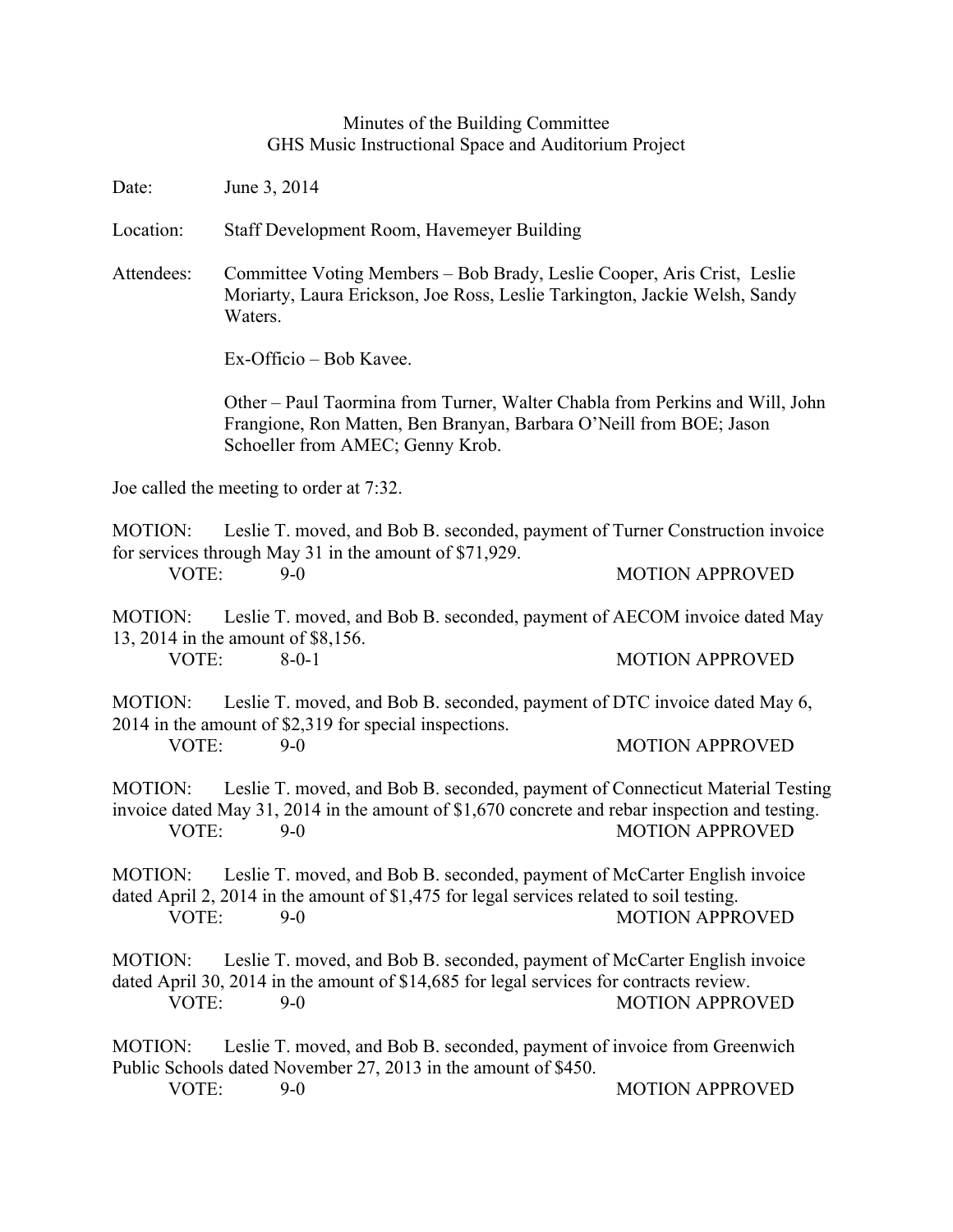Minutes of the Building Committee
GHS Music Instructional Space and Auditorium Project

Date: June 3, 2014

Location: Staff Development Room, Havemeyer Building

Attendees: Committee Voting Members – Bob Brady, Leslie Cooper, Aris Crist, Leslie Moriarty, Laura Erickson, Joe Ross, Leslie Tarkington, Jackie Welsh, Sandy Waters.

Ex-Officio – Bob Kavee.

Other – Paul Taormina from Turner, Walter Chabla from Perkins and Will, John Frangione, Ron Matten, Ben Branyan, Barbara O'Neill from BOE; Jason Schoeller from AMEC; Genny Krob.

Joe called the meeting to order at 7:32.

MOTION: Leslie T. moved, and Bob B. seconded, payment of Turner Construction invoice for services through May 31 in the amount of $71,929.
VOTE: 9-0 MOTION APPROVED

MOTION: Leslie T. moved, and Bob B. seconded, payment of AECOM invoice dated May 13, 2014 in the amount of $8,156.
VOTE: 8-0-1 MOTION APPROVED

MOTION: Leslie T. moved, and Bob B. seconded, payment of DTC invoice dated May 6, 2014 in the amount of $2,319 for special inspections.
VOTE: 9-0 MOTION APPROVED

MOTION: Leslie T. moved, and Bob B. seconded, payment of Connecticut Material Testing invoice dated May 31, 2014 in the amount of $1,670 concrete and rebar inspection and testing.
VOTE: 9-0 MOTION APPROVED

MOTION: Leslie T. moved, and Bob B. seconded, payment of McCarter English invoice dated April 2, 2014 in the amount of $1,475 for legal services related to soil testing.
VOTE: 9-0 MOTION APPROVED

MOTION: Leslie T. moved, and Bob B. seconded, payment of McCarter English invoice dated April 30, 2014 in the amount of $14,685 for legal services for contracts review.
VOTE: 9-0 MOTION APPROVED

MOTION: Leslie T. moved, and Bob B. seconded, payment of invoice from Greenwich Public Schools dated November 27, 2013 in the amount of $450.
VOTE: 9-0 MOTION APPROVED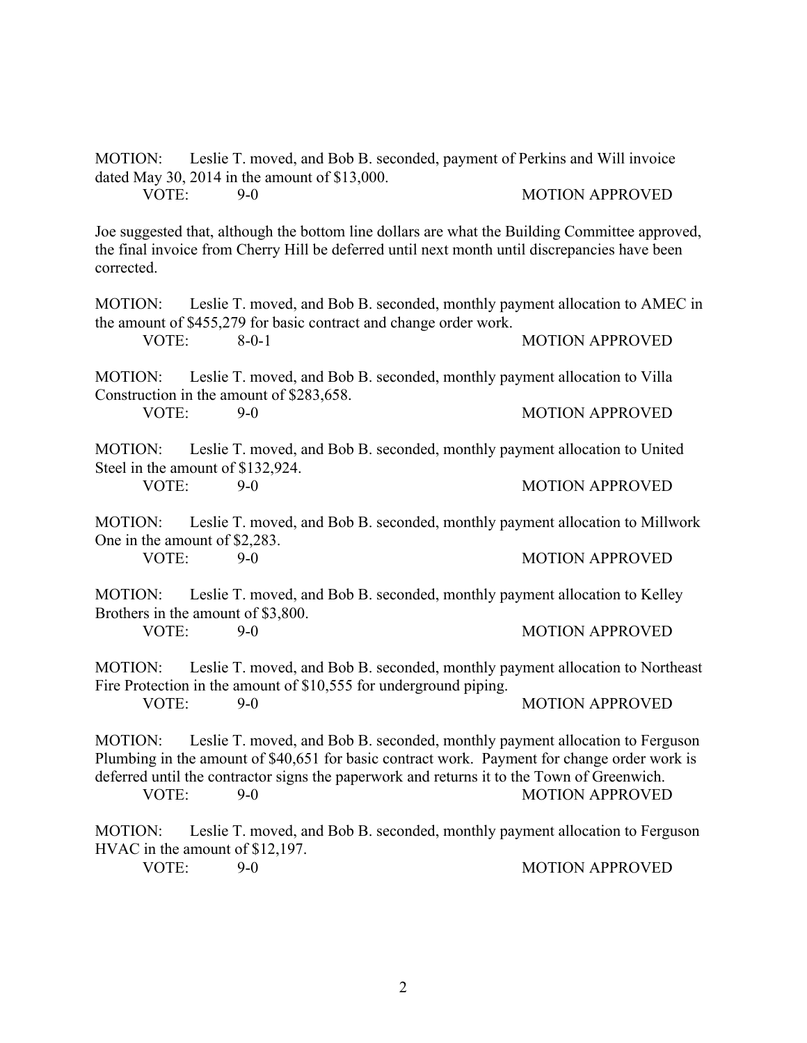MOTION: Leslie T. moved, and Bob B. seconded, payment of Perkins and Will invoice dated May 30, 2014 in the amount of $13,000.

VOTE: 9-0 MOTION APPROVED

Joe suggested that, although the bottom line dollars are what the Building Committee approved, the final invoice from Cherry Hill be deferred until next month until discrepancies have been corrected.

MOTION: Leslie T. moved, and Bob B. seconded, monthly payment allocation to AMEC in the amount of $455,279 for basic contract and change order work.

VOTE: 8-0-1 MOTION APPROVED

MOTION: Leslie T. moved, and Bob B. seconded, monthly payment allocation to Villa Construction in the amount of $283,658.

VOTE: 9-0 MOTION APPROVED

MOTION: Leslie T. moved, and Bob B. seconded, monthly payment allocation to United Steel in the amount of $132,924.

VOTE: 9-0 MOTION APPROVED

MOTION: Leslie T. moved, and Bob B. seconded, monthly payment allocation to Millwork One in the amount of $2,283.

VOTE: 9-0 MOTION APPROVED

MOTION: Leslie T. moved, and Bob B. seconded, monthly payment allocation to Kelley Brothers in the amount of $3,800.

VOTE: 9-0 MOTION APPROVED

MOTION: Leslie T. moved, and Bob B. seconded, monthly payment allocation to Northeast Fire Protection in the amount of $10,555 for underground piping.

VOTE: 9-0 MOTION APPROVED

MOTION: Leslie T. moved, and Bob B. seconded, monthly payment allocation to Ferguson Plumbing in the amount of $40,651 for basic contract work. Payment for change order work is deferred until the contractor signs the paperwork and returns it to the Town of Greenwich.

VOTE: 9-0 MOTION APPROVED

MOTION: Leslie T. moved, and Bob B. seconded, monthly payment allocation to Ferguson HVAC in the amount of $12,197.

VOTE: 9-0 MOTION APPROVED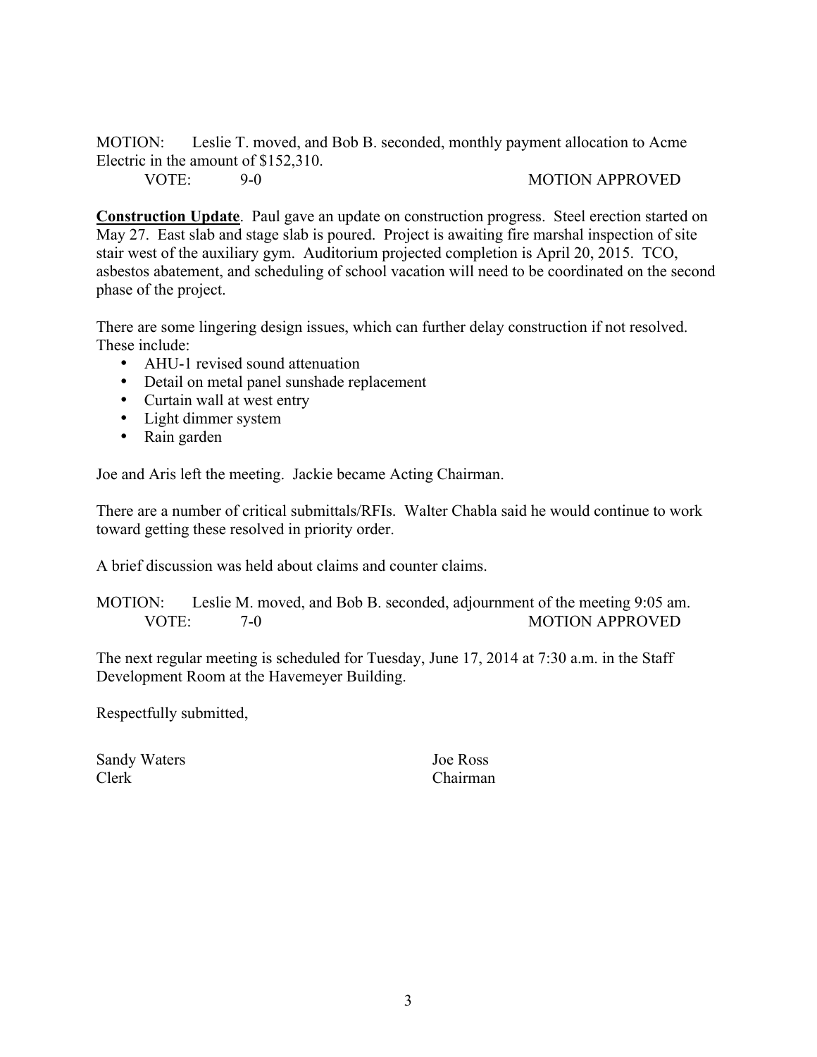MOTION: Leslie T. moved, and Bob B. seconded, monthly payment allocation to Acme Electric in the amount of $152,310.

VOTE: 9-0 MOTION APPROVED

**Construction Update**. Paul gave an update on construction progress. Steel erection started on May 27. East slab and stage slab is poured. Project is awaiting fire marshal inspection of site stair west of the auxiliary gym. Auditorium projected completion is April 20, 2015. TCO, asbestos abatement, and scheduling of school vacation will need to be coordinated on the second phase of the project.

There are some lingering design issues, which can further delay construction if not resolved. These include:

- AHU-1 revised sound attenuation
- Detail on metal panel sunshade replacement
- Curtain wall at west entry
- Light dimmer system
- Rain garden

Joe and Aris left the meeting. Jackie became Acting Chairman.

There are a number of critical submittals/RFIs. Walter Chabla said he would continue to work toward getting these resolved in priority order.

A brief discussion was held about claims and counter claims.

MOTION: Leslie M. moved, and Bob B. seconded, adjournment of the meeting 9:05 am.

VOTE: 7-0 MOTION APPROVED

The next regular meeting is scheduled for Tuesday, June 17, 2014 at 7:30 a.m. in the Staff Development Room at the Havemeyer Building.

Respectfully submitted,

Sandy Waters
Clerk

Joe Ross
Chairman